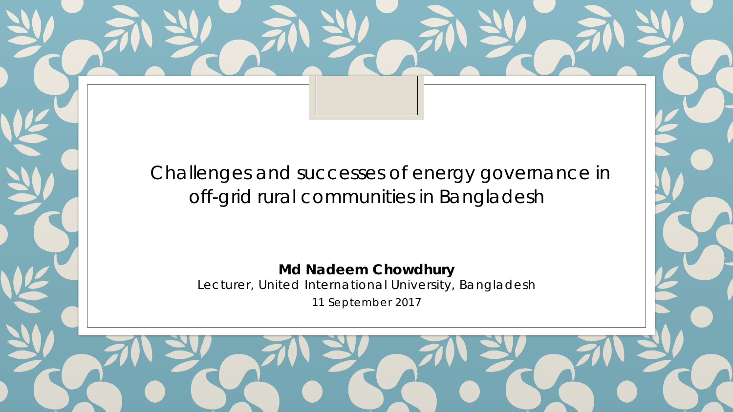# Challenges and successes of energy governance in off-grid rural communities in Bangladesh

**Md Nadeem Chowdhury**

Lecturer, United International University, Bangladesh

11 September 2017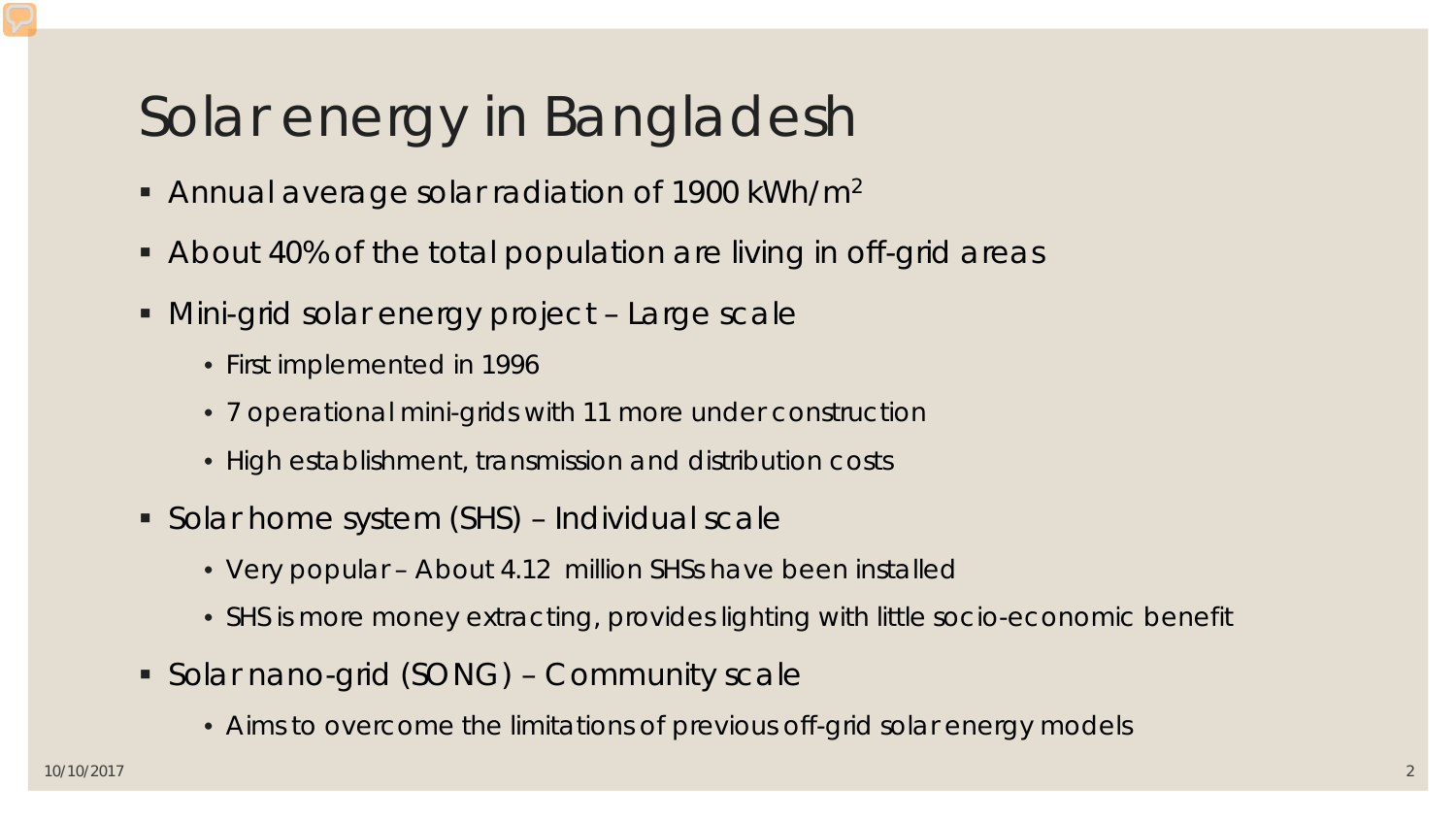# Solar energy in Bangladesh

- Annual average solar radiation of 1900 $kWh/m^2$
- About 40% of the total population are living in off-grid areas
- Mini-grid solar energy project – Large scale
  - First implemented in 1996
  - 7 operational mini-grids with 11 more under construction
  - High establishment, transmission and distribution costs
- Solar home system (SHS) – Individual scale
  - Very popular – About 4.12 million SHSs have been installed
  - SHS is more money extracting, provides lighting with little socio-economic benefit
- Solar nano-grid (SONG) – Community scale
  - Aims to overcome the limitations of previous off-grid solar energy models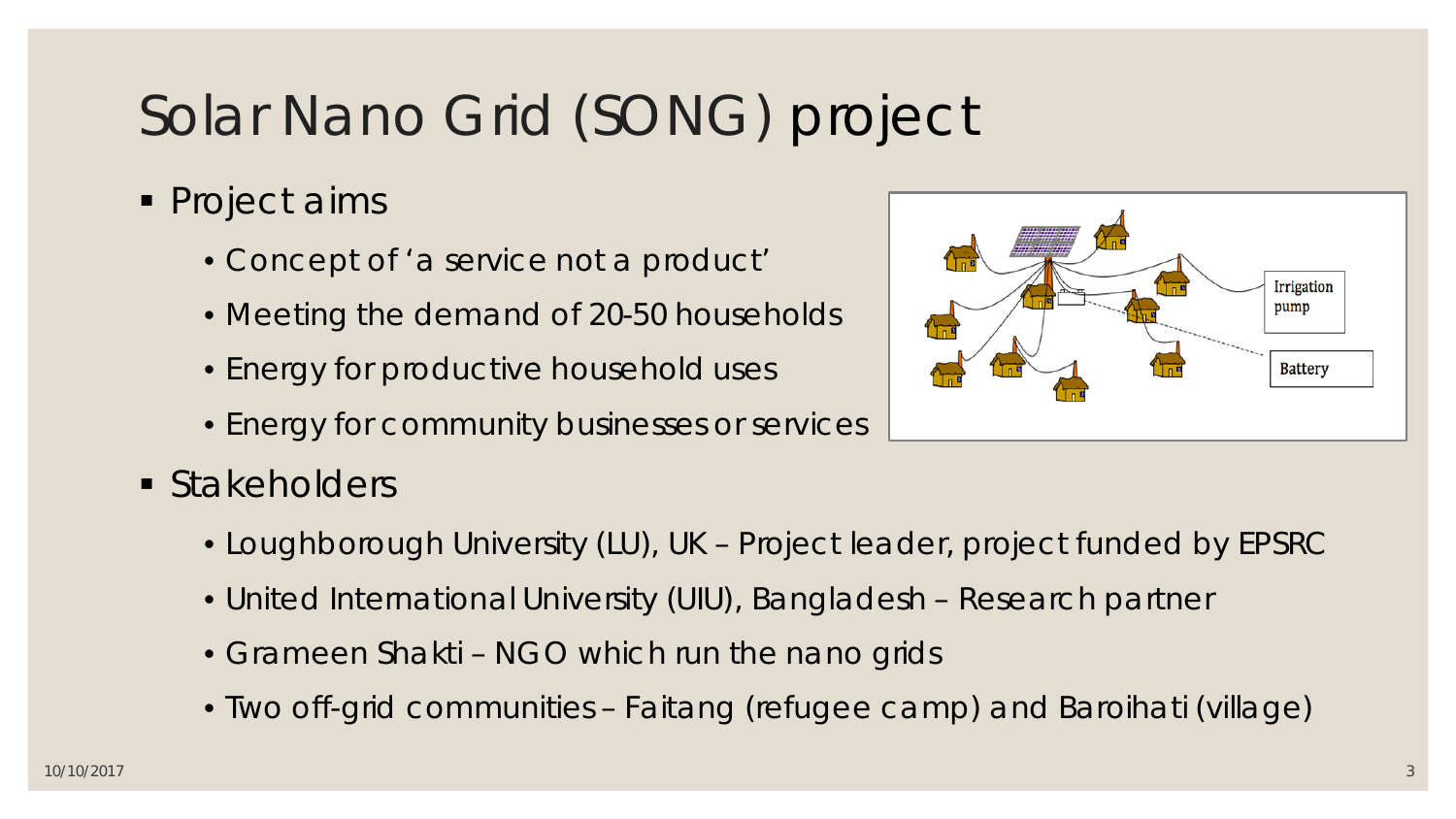# Solar Nano Grid (SONG) project

- Project aims
  - Concept of 'a service not a product'
  - Meeting the demand of 20-50 households
  - Energy for productive household uses
  - Energy for community businesses or services
- Stakeholders
  - Loughborough University (LU), UK – Project leader, project funded by EPSRC
  - United International University (UIU), Bangladesh – Research partner
  - Grameen Shakti – NGO which run the nano grids
  - Two off-grid communities – Faitang (refugee camp) and Baroihati (village)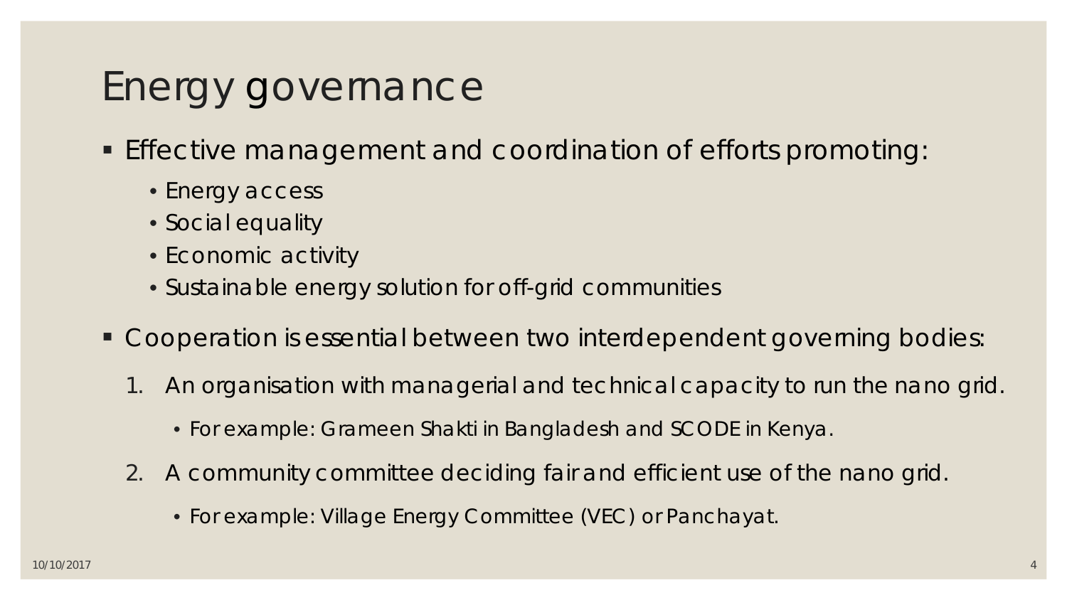# Energy governance

- Effective management and coordination of efforts promoting:
  - Energy access
  - Social equality
  - Economic activity
  - Sustainable energy solution for off-grid communities
- Cooperation is essential between two interdependent governing bodies:
  1. An organisation with managerial and technical capacity to run the nano grid.
     - For example: Grameen Shakti in Bangladesh and SCODE in Kenya.
  2. A community committee deciding fair and efficient use of the nano grid.
     - For example: Village Energy Committee (VEC) or Panchayat.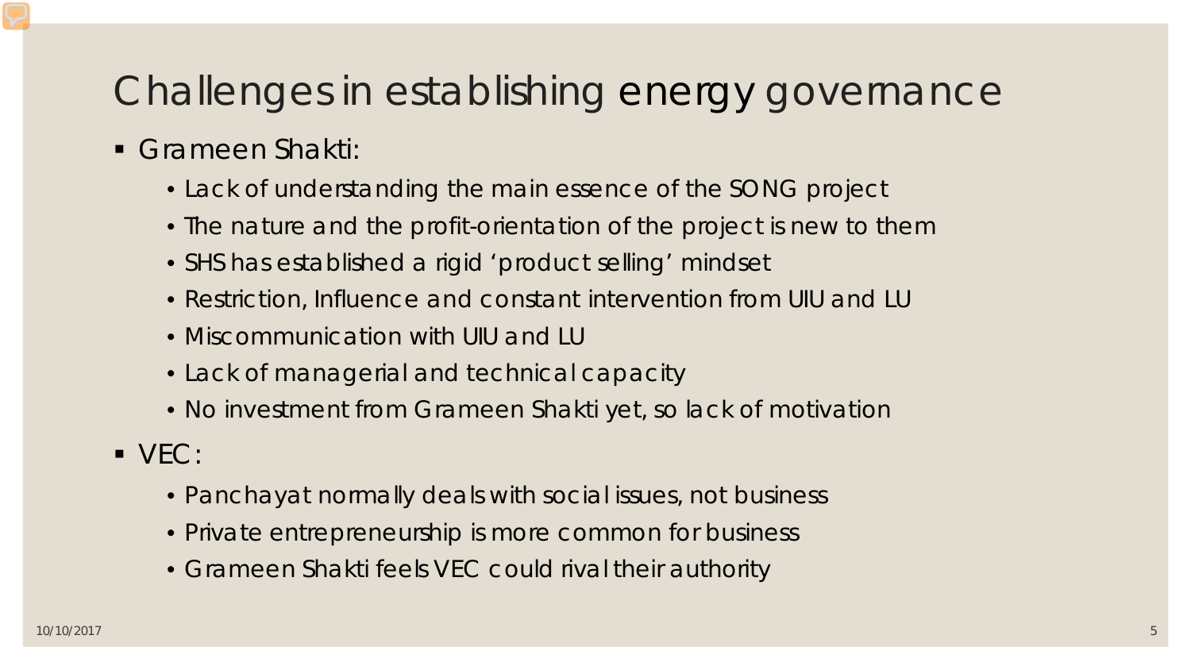# Challenges in establishing energy governance

- Grameen Shakti:
  - Lack of understanding the main essence of the SONG project
  - The nature and the profit-orientation of the project is new to them
  - SHS has established a rigid ‘product selling’ mindset
  - Restriction, Influence and constant intervention from UIU and LU
  - Miscommunication with UIU and LU
  - Lack of managerial and technical capacity
  - No investment from Grameen Shakti yet, so lack of motivation
- VEC:
  - Panchayat normally deals with social issues, not business
  - Private entrepreneurship is more common for business
  - Grameen Shakti feels VEC could rival their authority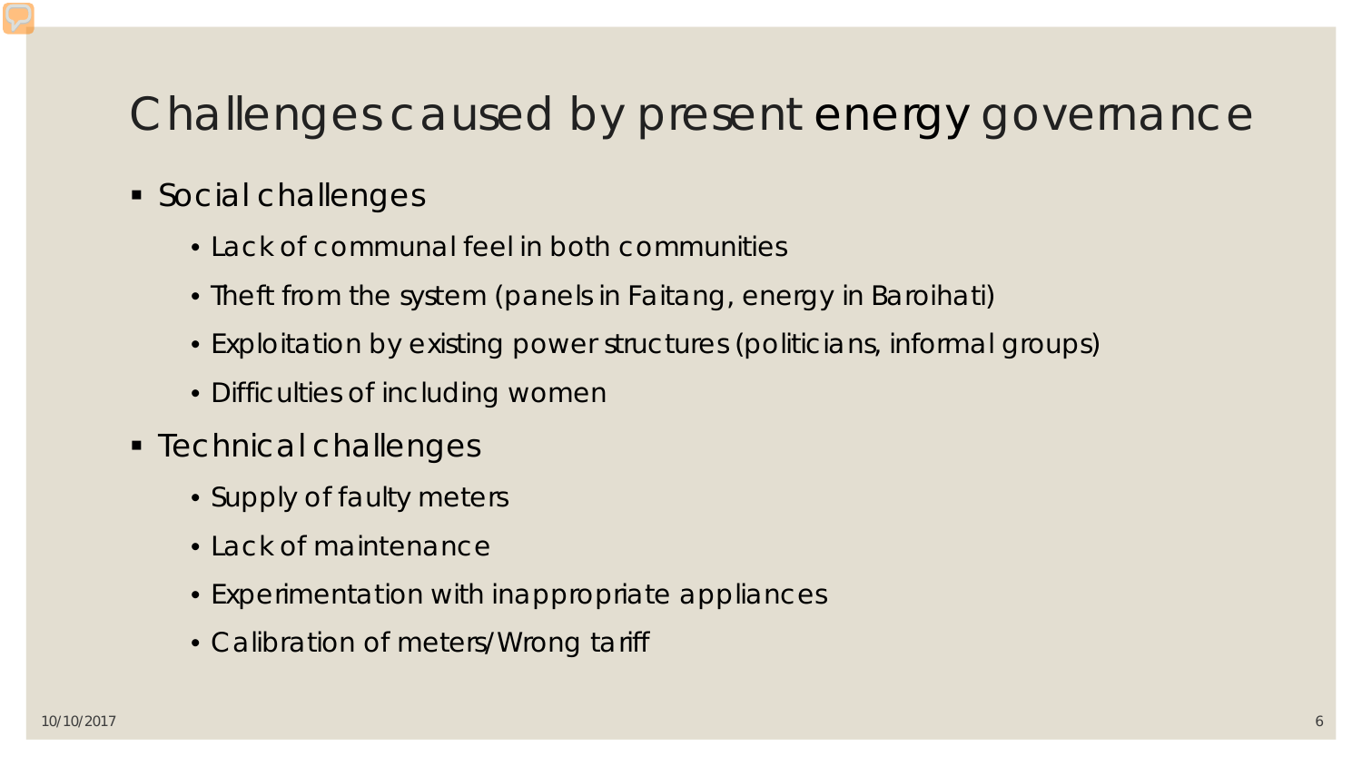# Challenges caused by present energy governance

- Social challenges
  - Lack of communal feel in both communities
  - Theft from the system (panels in Faitang, energy in Baroihati)
  - Exploitation by existing power structures (politicians, informal groups)
  - Difficulties of including women
- Technical challenges
  - Supply of faulty meters
  - Lack of maintenance
  - Experimentation with inappropriate appliances
  - Calibration of meters/Wrong tariff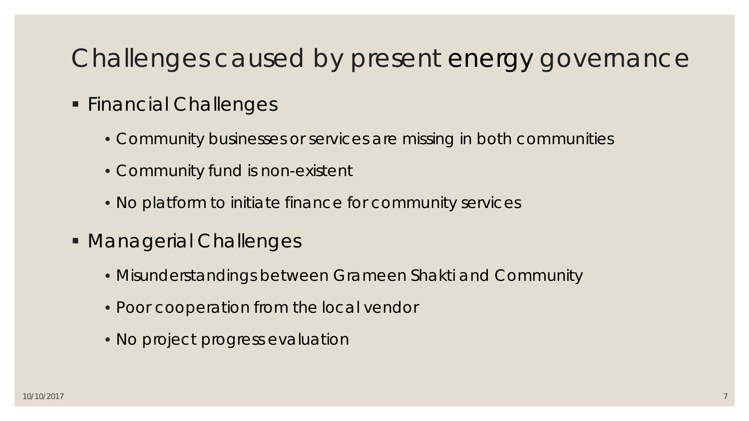# Challenges caused by present energy governance

- Financial Challenges
  - Community businesses or services are missing in both communities
  - Community fund is non-existent
  - No platform to initiate finance for community services
- Managerial Challenges
  - Misunderstandings between Grameen Shakti and Community
  - Poor cooperation from the local vendor
  - No project progress evaluation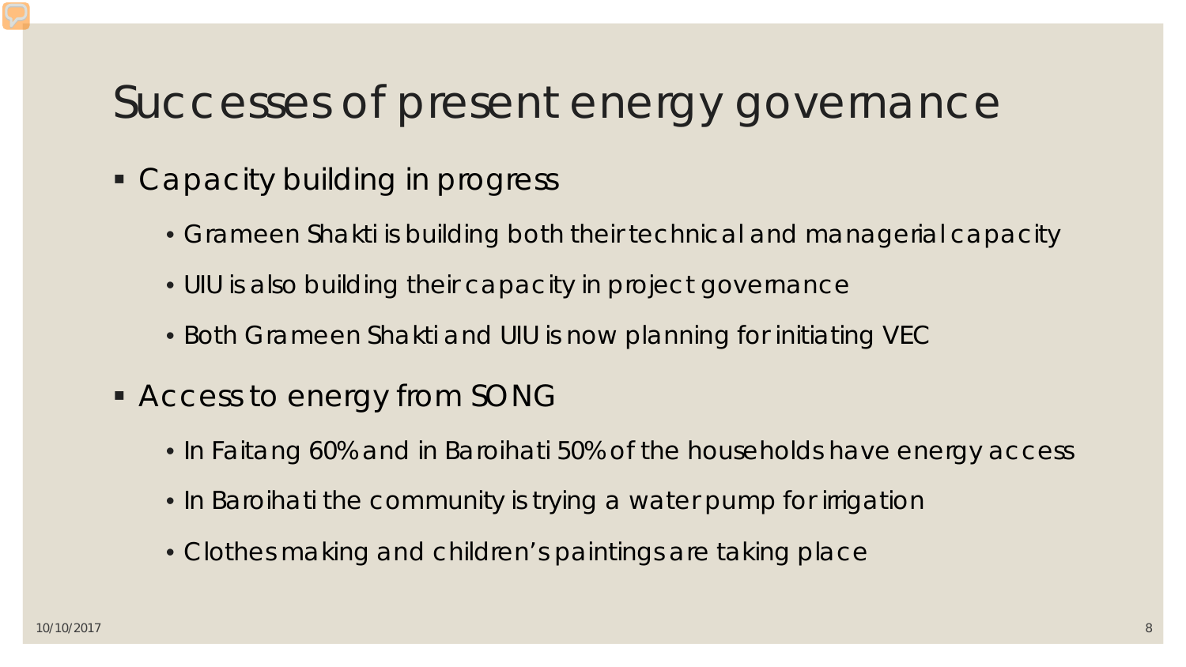# Successes of present energy governance

- Capacity building in progress
  - Grameen Shakti is building both their technical and managerial capacity
  - UIU is also building their capacity in project governance
  - Both Grameen Shakti and UIU is now planning for initiating VEC
- Access to energy from SONG
  - In Faitang 60% and in Baroihati 50% of the households have energy access
  - In Baroihati the community is trying a water pump for irrigation
  - Clothes making and children's paintings are taking place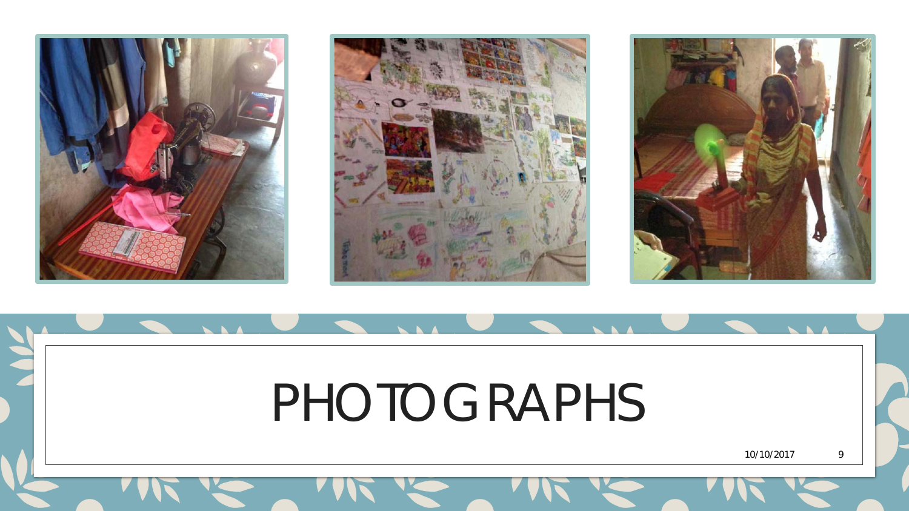# PHOTOGRAPHS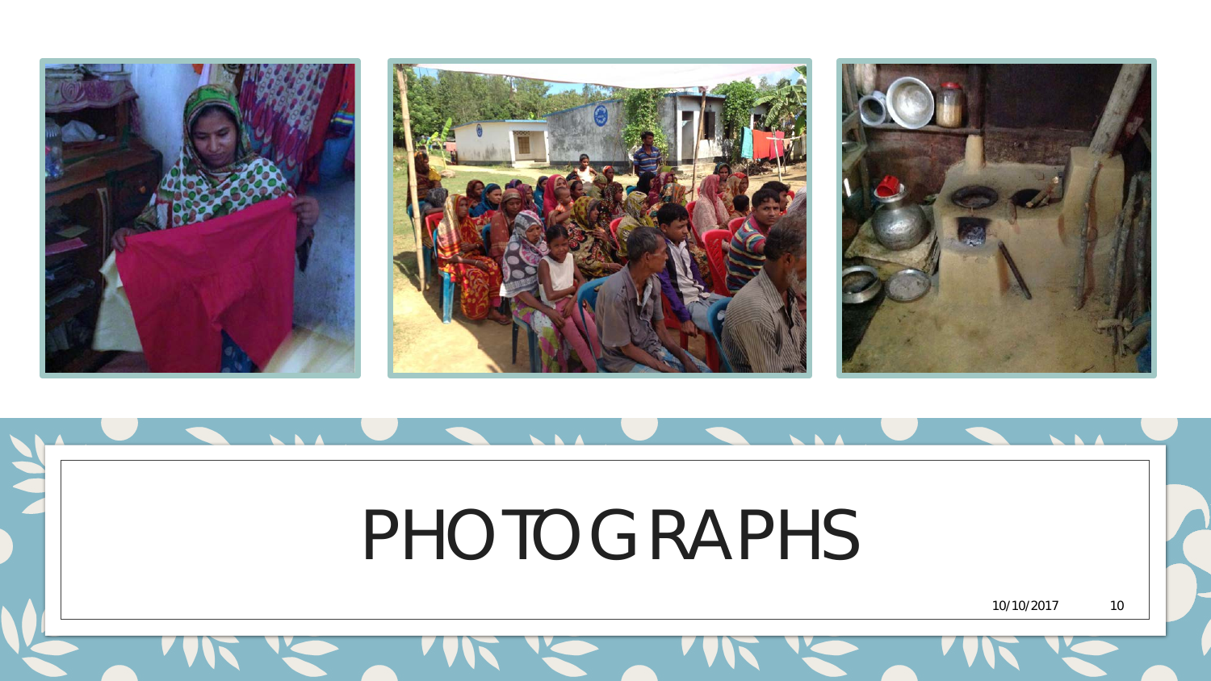# PHOTOGRAPHS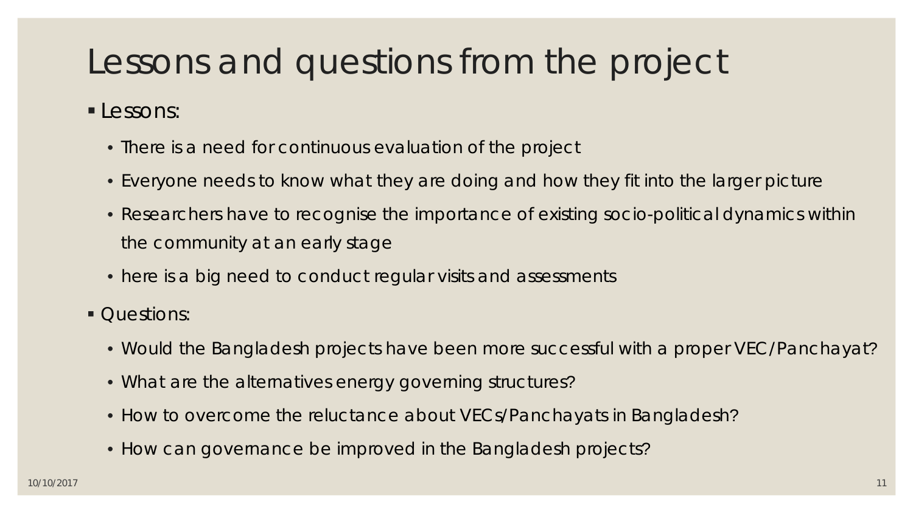# Lessons and questions from the project

- Lessons:
  - There is a need for continuous evaluation of the project
  - Everyone needs to know what they are doing and how they fit into the larger picture
  - Researchers have to recognise the importance of existing socio-political dynamics within the community at an early stage
  - here is a big need to conduct regular visits and assessments
- Questions:
  - Would the Bangladesh projects have been more successful with a proper VEC/Panchayat?
  - What are the alternatives energy governing structures?
  - How to overcome the reluctance about VECs/Panchayats in Bangladesh?
  - How can governance be improved in the Bangladesh projects?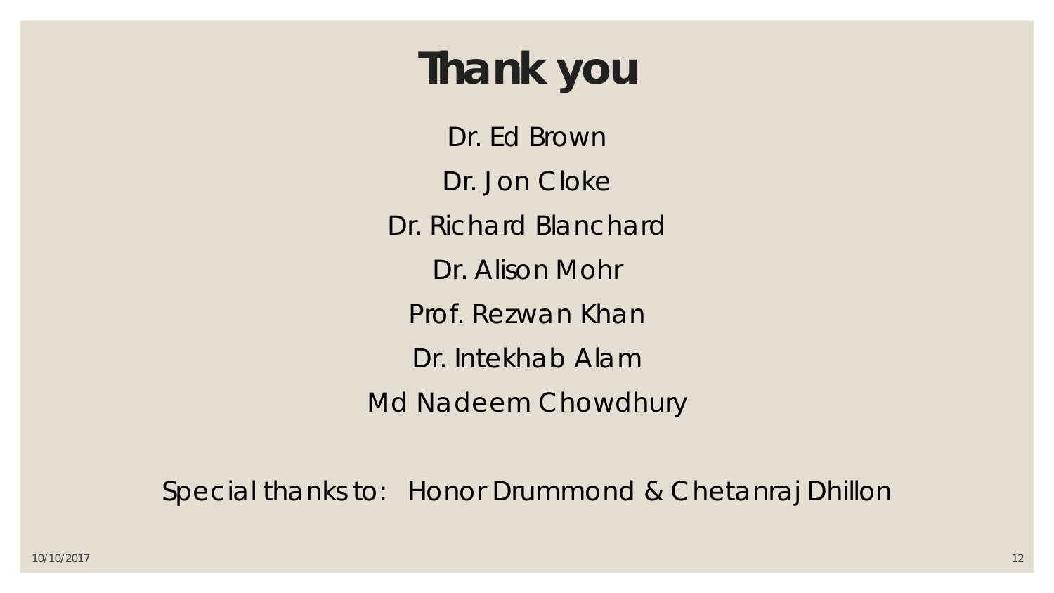# Thank you

Dr. Ed Brown

Dr. Jon Cloke

Dr. Richard Blanchard

Dr. Alison Mohr

Prof. Rezwan Khan

Dr. Intekhab Alam

Md Nadeem Chowdhury

Special thanks to: Honor Drummond & Chetanraj Dhillon